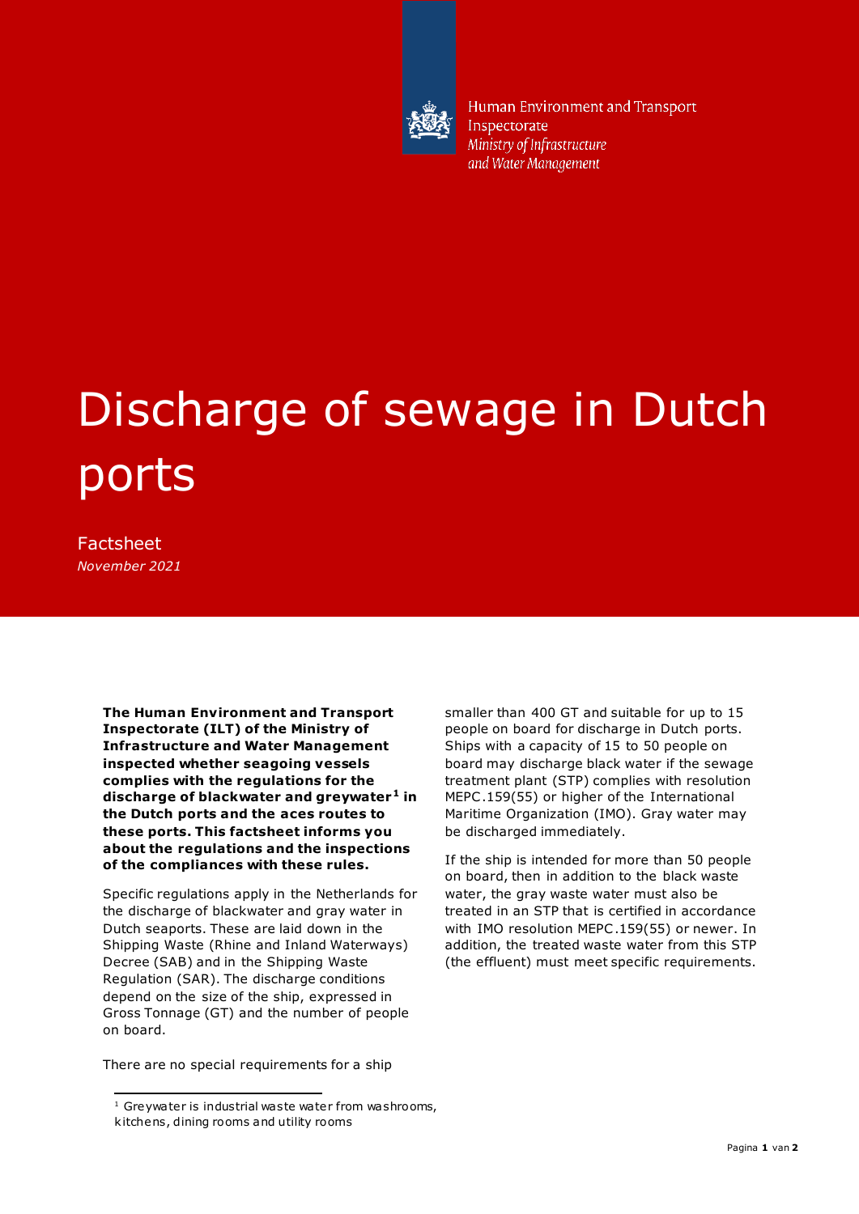Human Environment and Transport Inspectorate
*Ministry of Infrastructure and Water Management*

# Discharge of sewage in Dutch ports

Factsheet
*November 2021*

**The Human Environment and Transport Inspectorate (ILT) of the Ministry of Infrastructure and Water Management inspected whether seagoing vessels complies with the regulations for the discharge of blackwater and greywater[1] in the Dutch ports and the aces routes to these ports. This factsheet informs you about the regulations and the inspections of the compliances with these rules.**

Specific regulations apply in the Netherlands for the discharge of blackwater and gray water in Dutch seaports. These are laid down in the Shipping Waste (Rhine and Inland Waterways) Decree (SAB) and in the Shipping Waste Regulation (SAR). The discharge conditions depend on the size of the ship, expressed in Gross Tonnage (GT) and the number of people on board.

There are no special requirements for a ship smaller than 400 GT and suitable for up to 15 people on board for discharge in Dutch ports. Ships with a capacity of 15 to 50 people on board may discharge black water if the sewage treatment plant (STP) complies with resolution MEPC.159(55) or higher of the International Maritime Organization (IMO). Gray water may be discharged immediately.

If the ship is intended for more than 50 people on board, then in addition to the black waste water, the gray waste water must also be treated in an STP that is certified in accordance with IMO resolution MEPC.159(55) or newer. In addition, the treated waste water from this STP (the effluent) must meet specific requirements.

[1] Greywater is industrial waste water from washrooms, kitchens, dining rooms and utility rooms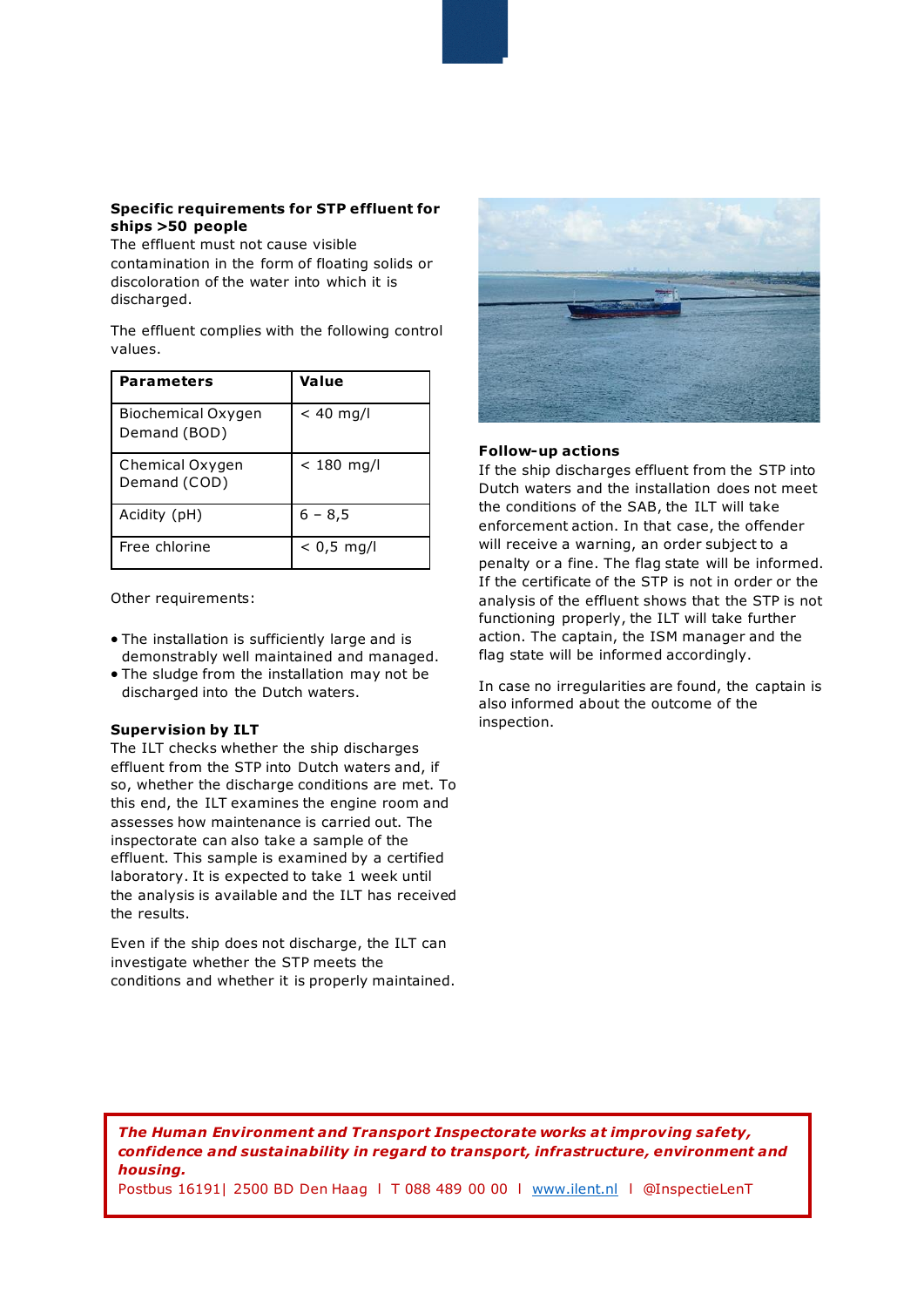### Specific requirements for STP effluent for ships >50 people

The effluent must not cause visible contamination in the form of floating solids or discoloration of the water into which it is discharged.

The effluent complies with the following control values.

| Parameters | Value |
|---|---|
| Biochemical Oxygen Demand (BOD) | < 40 mg/l |
| Chemical Oxygen Demand (COD) | < 180 mg/l |
| Acidity (pH) | 6 – 8,5 |
| Free chlorine | < 0,5 mg/l |

Other requirements:

- The installation is sufficiently large and is demonstrably well maintained and managed.
- The sludge from the installation may not be discharged into the Dutch waters.

### Supervision by ILT

The ILT checks whether the ship discharges effluent from the STP into Dutch waters and, if so, whether the discharge conditions are met. To this end, the ILT examines the engine room and assesses how maintenance is carried out. The inspectorate can also take a sample of the effluent. This sample is examined by a certified laboratory. It is expected to take 1 week until the analysis is available and the ILT has received the results.

Even if the ship does not discharge, the ILT can investigate whether the STP meets the conditions and whether it is properly maintained.

### Follow-up actions

If the ship discharges effluent from the STP into Dutch waters and the installation does not meet the conditions of the SAB, the ILT will take enforcement action. In that case, the offender will receive a warning, an order subject to a penalty or a fine. The flag state will be informed. If the certificate of the STP is not in order or the analysis of the effluent shows that the STP is not functioning properly, the ILT will take further action. The captain, the ISM manager and the flag state will be informed accordingly.

In case no irregularities are found, the captain is also informed about the outcome of the inspection.

***The Human Environment and Transport Inspectorate works at improving safety, confidence and sustainability in regard to transport, infrastructure, environment and housing.***

Postbus 16191| 2500 BD Den Haag | T 088 489 00 00 | www.ilent.nl | @InspectieLenT